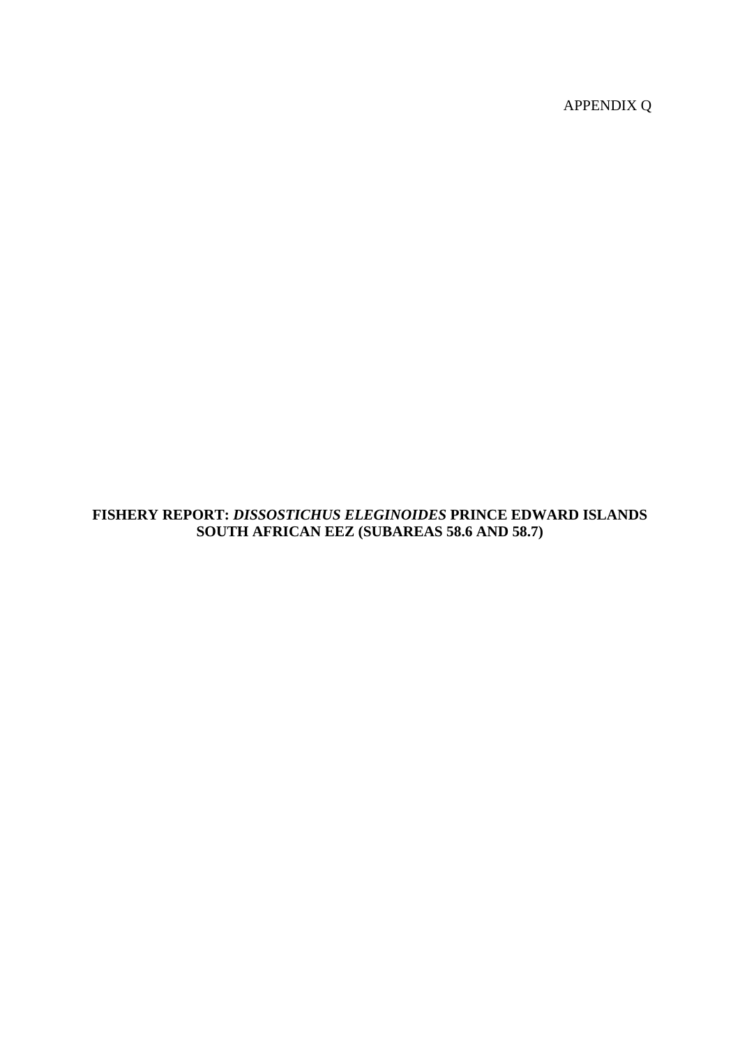APPENDIX Q

# FISHERY REPORT: *DISSOSTICHUS ELEGINOIDES* PRINCE EDWARD ISLANDS SOUTH AFRICAN EEZ (SUBAREAS 58.6 AND 58.7)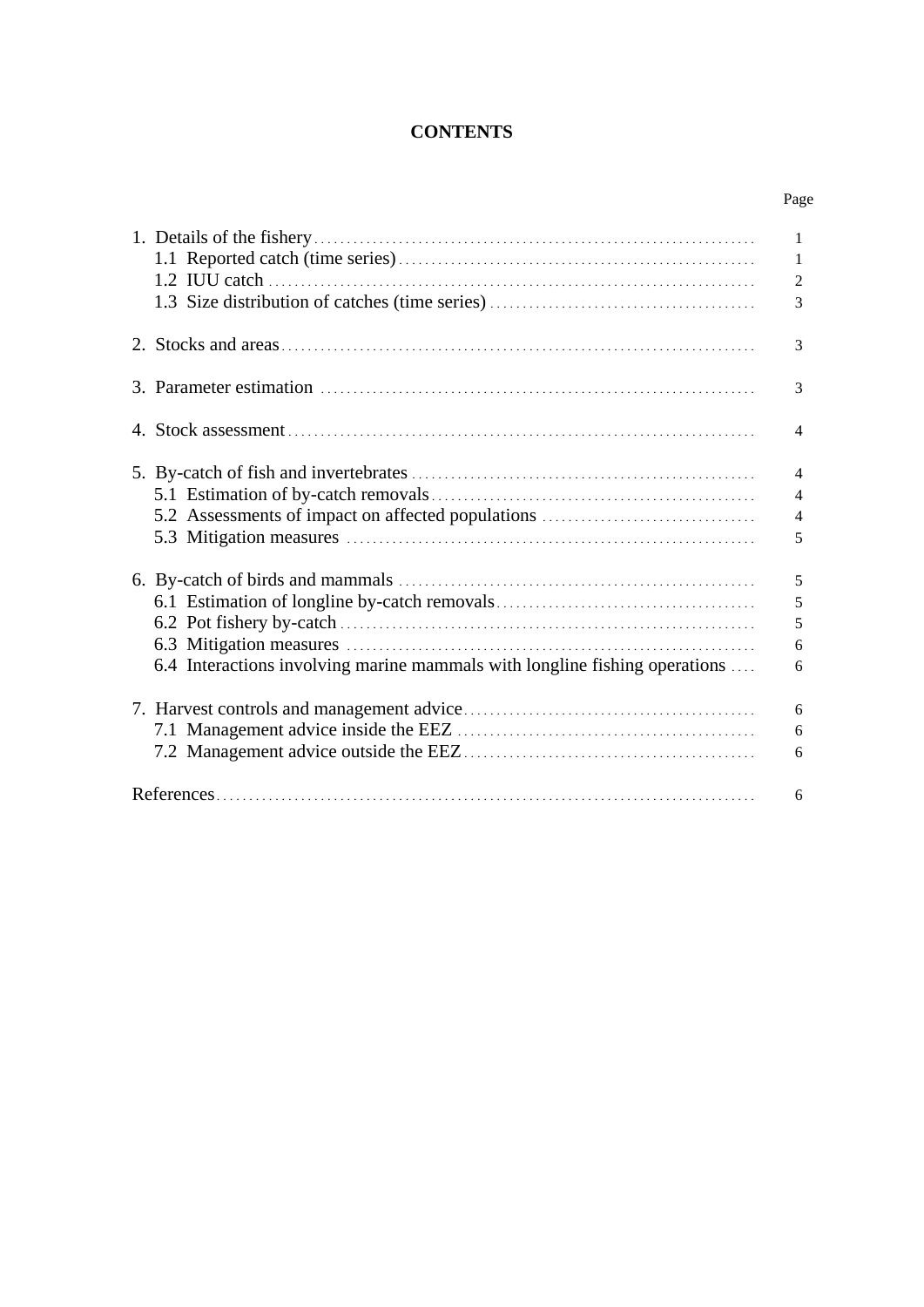# CONTENTS

| | Page |
|---|---|
| 1. Details of the fishery | 1 |
| 1.1 Reported catch (time series) | 1 |
| 1.2 IUU catch | 2 |
| 1.3 Size distribution of catches (time series) | 3 |
| 2. Stocks and areas | 3 |
| 3. Parameter estimation | 3 |
| 4. Stock assessment | 4 |
| 5. By-catch of fish and invertebrates | 4 |
| 5.1 Estimation of by-catch removals | 4 |
| 5.2 Assessments of impact on affected populations | 4 |
| 5.3 Mitigation measures | 5 |
| 6. By-catch of birds and mammals | 5 |
| 6.1 Estimation of longline by-catch removals | 5 |
| 6.2 Pot fishery by-catch | 5 |
| 6.3 Mitigation measures | 6 |
| 6.4 Interactions involving marine mammals with longline fishing operations | 6 |
| 7. Harvest controls and management advice | 6 |
| 7.1 Management advice inside the EEZ | 6 |
| 7.2 Management advice outside the EEZ | 6 |
| References | 6 |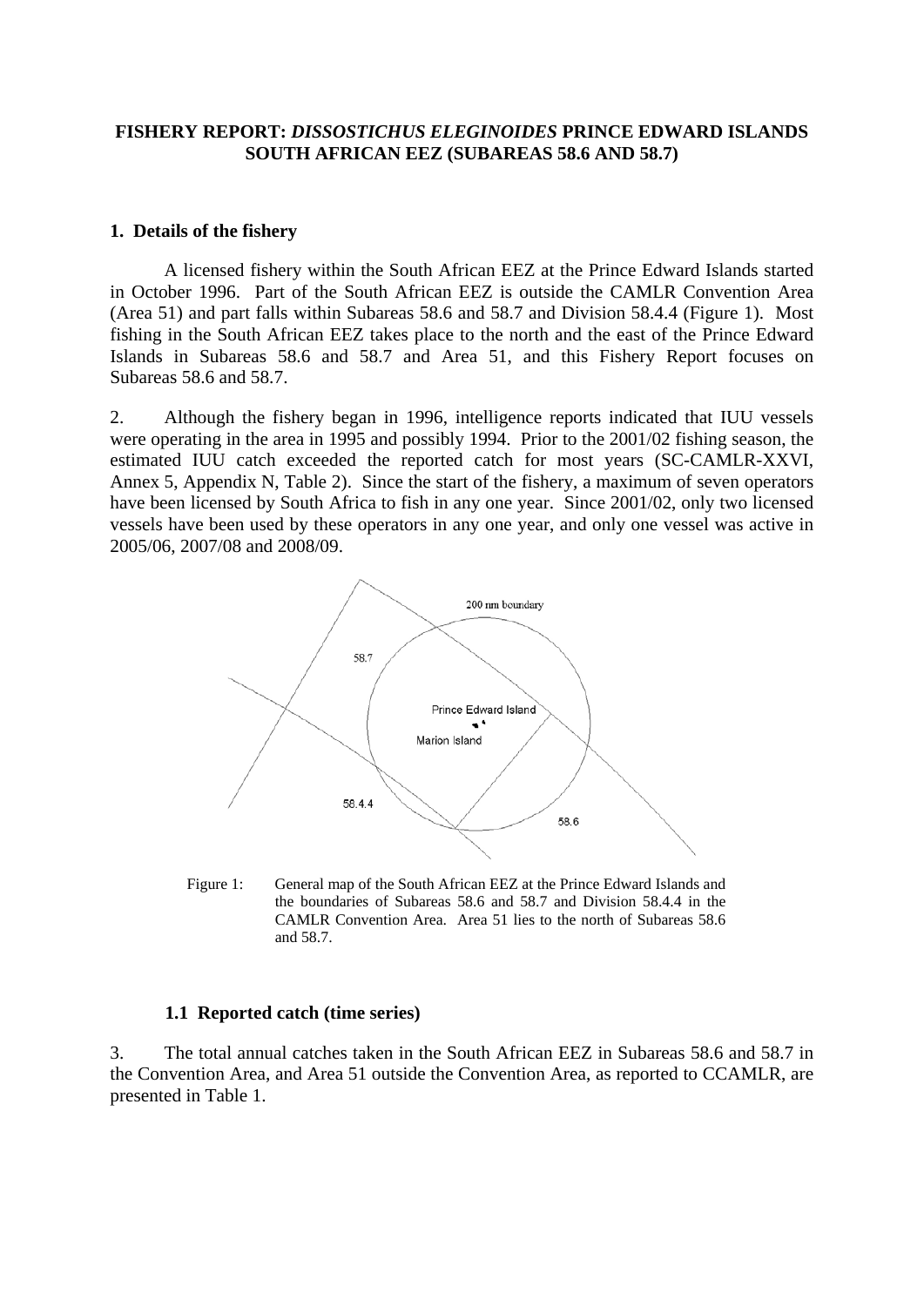**FISHERY REPORT: *DISSOSTICHUS ELEGINOIDES* PRINCE EDWARD ISLANDS SOUTH AFRICAN EEZ (SUBAREAS 58.6 AND 58.7)**

## 1. Details of the fishery

A licensed fishery within the South African EEZ at the Prince Edward Islands started in October 1996. Part of the South African EEZ is outside the CAMLR Convention Area (Area 51) and part falls within Subareas 58.6 and 58.7 and Division 58.4.4 (Figure 1). Most fishing in the South African EEZ takes place to the north and the east of the Prince Edward Islands in Subareas 58.6 and 58.7 and Area 51, and this Fishery Report focuses on Subareas 58.6 and 58.7.

2. Although the fishery began in 1996, intelligence reports indicated that IUU vessels were operating in the area in 1995 and possibly 1994. Prior to the 2001/02 fishing season, the estimated IUU catch exceeded the reported catch for most years (SC-CAMLR-XXVI, Annex 5, Appendix N, Table 2). Since the start of the fishery, a maximum of seven operators have been licensed by South Africa to fish in any one year. Since 2001/02, only two licensed vessels have been used by these operators in any one year, and only one vessel was active in 2005/06, 2007/08 and 2008/09.

Figure 1: General map of the South African EEZ at the Prince Edward Islands and the boundaries of Subareas 58.6 and 58.7 and Division 58.4.4 in the CAMLR Convention Area. Area 51 lies to the north of Subareas 58.6 and 58.7.

### 1.1 Reported catch (time series)

3. The total annual catches taken in the South African EEZ in Subareas 58.6 and 58.7 in the Convention Area, and Area 51 outside the Convention Area, as reported to CCAMLR, are presented in Table 1.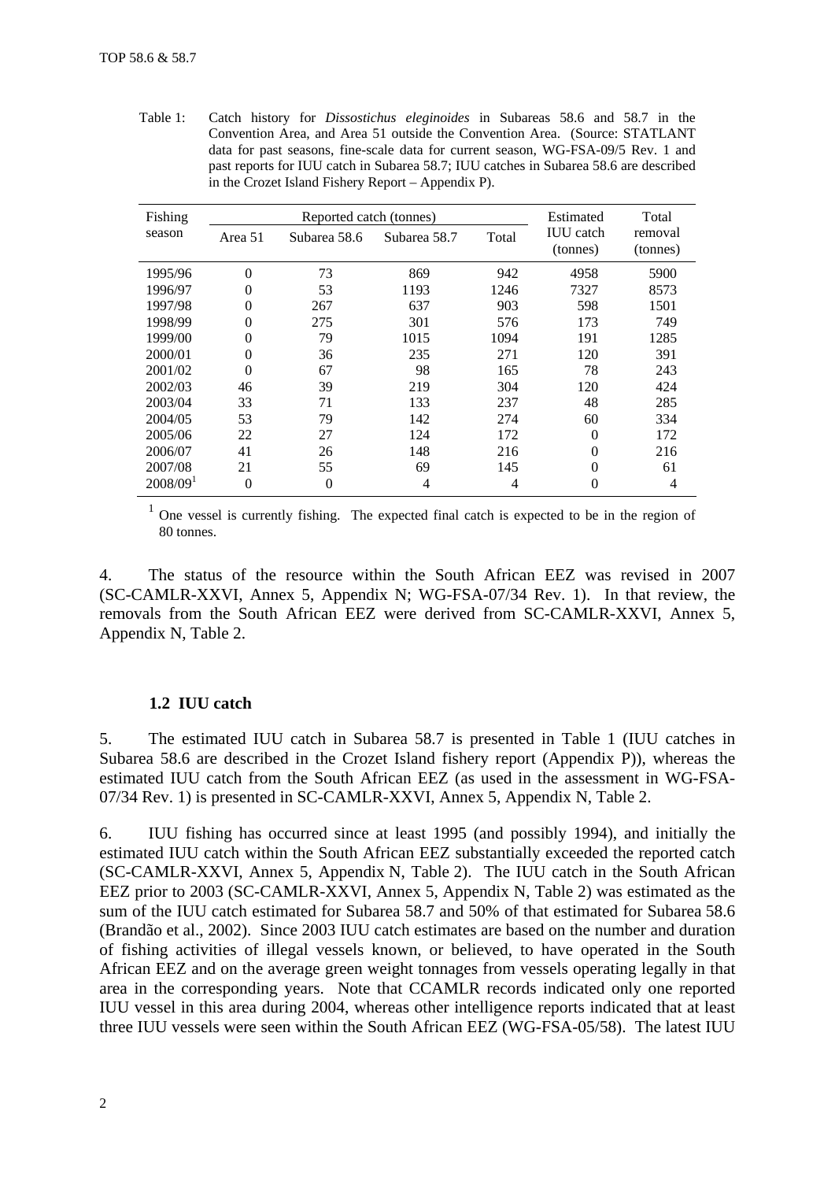Table 1: Catch history for *Dissostichus eleginoides* in Subareas 58.6 and 58.7 in the Convention Area, and Area 51 outside the Convention Area. (Source: STATLANT data for past seasons, fine-scale data for current season, WG-FSA-09/5 Rev. 1 and past reports for IUU catch in Subarea 58.7; IUU catches in Subarea 58.6 are described in the Crozet Island Fishery Report – Appendix P).

| Fishing season | Reported catch (tonnes) | | | | Estimated IUU catch (tonnes) | Total removal (tonnes) |
|---|---|---|---|---|---|---|
| | Area 51 | Subarea 58.6 | Subarea 58.7 | Total | | |
| 1995/96 | 0 | 73 | 869 | 942 | 4958 | 5900 |
| 1996/97 | 0 | 53 | 1193 | 1246 | 7327 | 8573 |
| 1997/98 | 0 | 267 | 637 | 903 | 598 | 1501 |
| 1998/99 | 0 | 275 | 301 | 576 | 173 | 749 |
| 1999/00 | 0 | 79 | 1015 | 1094 | 191 | 1285 |
| 2000/01 | 0 | 36 | 235 | 271 | 120 | 391 |
| 2001/02 | 0 | 67 | 98 | 165 | 78 | 243 |
| 2002/03 | 46 | 39 | 219 | 304 | 120 | 424 |
| 2003/04 | 33 | 71 | 133 | 237 | 48 | 285 |
| 2004/05 | 53 | 79 | 142 | 274 | 60 | 334 |
| 2005/06 | 22 | 27 | 124 | 172 | 0 | 172 |
| 2006/07 | 41 | 26 | 148 | 216 | 0 | 216 |
| 2007/08 | 21 | 55 | 69 | 145 | 0 | 61 |
| 2008/09[1] | 0 | 0 | 4 | 4 | 0 | 4 |

[1] One vessel is currently fishing. The expected final catch is expected to be in the region of 80 tonnes.

4. The status of the resource within the South African EEZ was revised in 2007 (SC-CAMLR-XXVI, Annex 5, Appendix N; WG-FSA-07/34 Rev. 1). In that review, the removals from the South African EEZ were derived from SC-CAMLR-XXVI, Annex 5, Appendix N, Table 2.

### 1.2 IUU catch

5. The estimated IUU catch in Subarea 58.7 is presented in Table 1 (IUU catches in Subarea 58.6 are described in the Crozet Island fishery report (Appendix P)), whereas the estimated IUU catch from the South African EEZ (as used in the assessment in WG-FSA-07/34 Rev. 1) is presented in SC-CAMLR-XXVI, Annex 5, Appendix N, Table 2.

6. IUU fishing has occurred since at least 1995 (and possibly 1994), and initially the estimated IUU catch within the South African EEZ substantially exceeded the reported catch (SC-CAMLR-XXVI, Annex 5, Appendix N, Table 2). The IUU catch in the South African EEZ prior to 2003 (SC-CAMLR-XXVI, Annex 5, Appendix N, Table 2) was estimated as the sum of the IUU catch estimated for Subarea 58.7 and 50% of that estimated for Subarea 58.6 (Brandão et al., 2002). Since 2003 IUU catch estimates are based on the number and duration of fishing activities of illegal vessels known, or believed, to have operated in the South African EEZ and on the average green weight tonnages from vessels operating legally in that area in the corresponding years. Note that CCAMLR records indicated only one reported IUU vessel in this area during 2004, whereas other intelligence reports indicated that at least three IUU vessels were seen within the South African EEZ (WG-FSA-05/58). The latest IUU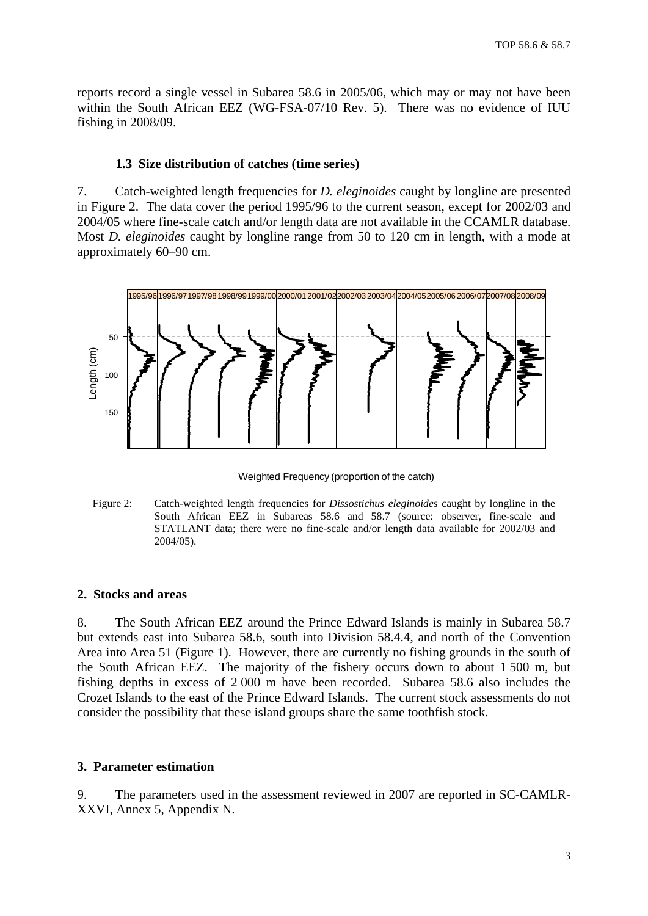reports record a single vessel in Subarea 58.6 in 2005/06, which may or may not have been within the South African EEZ (WG-FSA-07/10 Rev. 5). There was no evidence of IUU fishing in 2008/09.

### 1.3 Size distribution of catches (time series)

7. Catch-weighted length frequencies for *D. eleginoides* caught by longline are presented in Figure 2. The data cover the period 1995/96 to the current season, except for 2002/03 and 2004/05 where fine-scale catch and/or length data are not available in the CCAMLR database. Most *D. eleginoides* caught by longline range from 50 to 120 cm in length, with a mode at approximately 60–90 cm.

Figure 2: Catch-weighted length frequencies for *Dissostichus eleginoides* caught by longline in the South African EEZ in Subareas 58.6 and 58.7 (source: observer, fine-scale and STATLANT data; there were no fine-scale and/or length data available for 2002/03 and 2004/05).

## 2. Stocks and areas

8. The South African EEZ around the Prince Edward Islands is mainly in Subarea 58.7 but extends east into Subarea 58.6, south into Division 58.4.4, and north of the Convention Area into Area 51 (Figure 1). However, there are currently no fishing grounds in the south of the South African EEZ. The majority of the fishery occurs down to about 1 500 m, but fishing depths in excess of 2 000 m have been recorded. Subarea 58.6 also includes the Crozet Islands to the east of the Prince Edward Islands. The current stock assessments do not consider the possibility that these island groups share the same toothfish stock.

## 3. Parameter estimation

9. The parameters used in the assessment reviewed in 2007 are reported in SC-CAMLR-XXVI, Annex 5, Appendix N.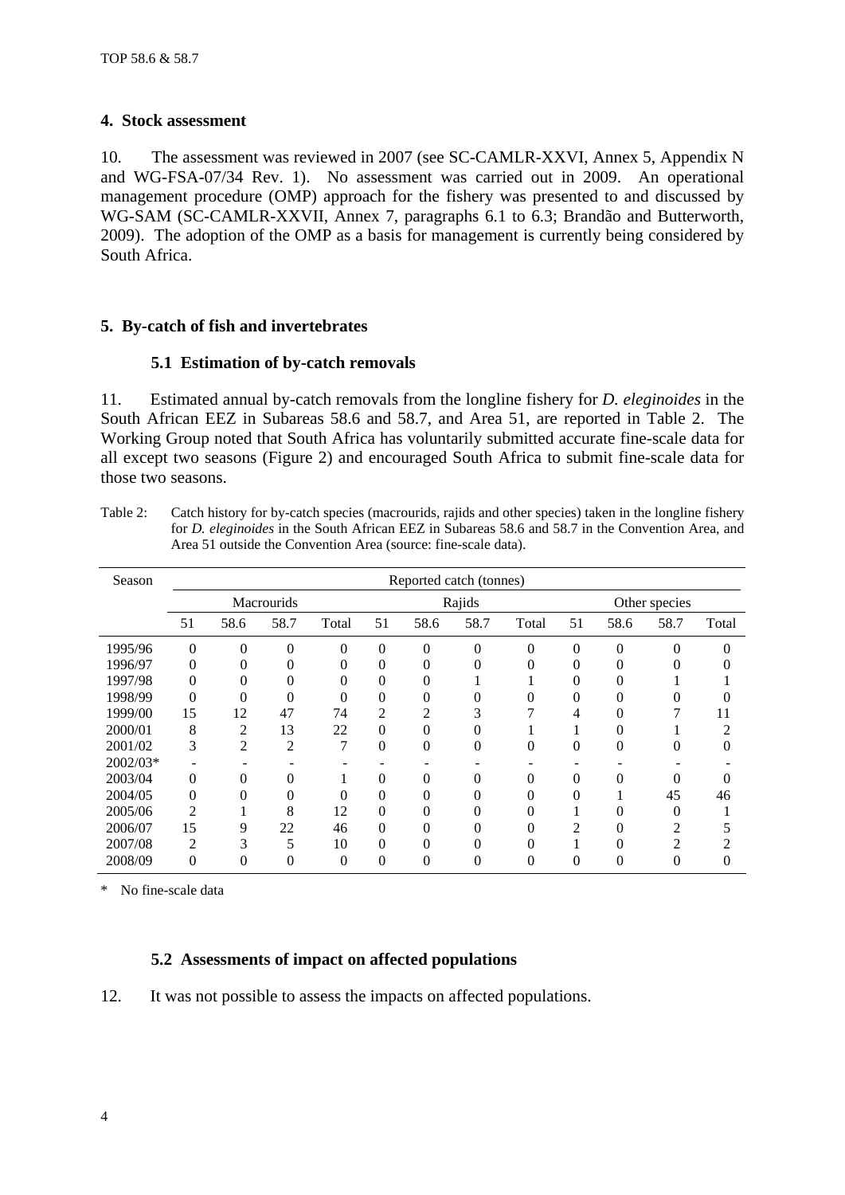## 4. Stock assessment

10. The assessment was reviewed in 2007 (see SC-CAMLR-XXVI, Annex 5, Appendix N and WG-FSA-07/34 Rev. 1). No assessment was carried out in 2009. An operational management procedure (OMP) approach for the fishery was presented to and discussed by WG-SAM (SC-CAMLR-XXVII, Annex 7, paragraphs 6.1 to 6.3; Brandão and Butterworth, 2009). The adoption of the OMP as a basis for management is currently being considered by South Africa.

## 5. By-catch of fish and invertebrates

### 5.1 Estimation of by-catch removals

11. Estimated annual by-catch removals from the longline fishery for *D. eleginoides* in the South African EEZ in Subareas 58.6 and 58.7, and Area 51, are reported in Table 2. The Working Group noted that South Africa has voluntarily submitted accurate fine-scale data for all except two seasons (Figure 2) and encouraged South Africa to submit fine-scale data for those two seasons.

Table 2: Catch history for by-catch species (macrourids, rajids and other species) taken in the longline fishery for *D. eleginoides* in the South African EEZ in Subareas 58.6 and 58.7 in the Convention Area, and Area 51 outside the Convention Area (source: fine-scale data).

| Season | Reported catch (tonnes) | | | | | | | | | | | |
|---|---|---|---|---|---|---|---|---|---|---|---|---|
| | Macrourids | | | | Rajids | | | | Other species | | | |
| | 51 | 58.6 | 58.7 | Total | 51 | 58.6 | 58.7 | Total | 51 | 58.6 | 58.7 | Total |
| 1995/96 | 0 | 0 | 0 | 0 | 0 | 0 | 0 | 0 | 0 | 0 | 0 | 0 |
| 1996/97 | 0 | 0 | 0 | 0 | 0 | 0 | 0 | 0 | 0 | 0 | 0 | 0 |
| 1997/98 | 0 | 0 | 0 | 0 | 0 | 0 | 1 | 1 | 0 | 0 | 1 | 1 |
| 1998/99 | 0 | 0 | 0 | 0 | 0 | 0 | 0 | 0 | 0 | 0 | 0 | 0 |
| 1999/00 | 15 | 12 | 47 | 74 | 2 | 2 | 3 | 7 | 4 | 0 | 7 | 11 |
| 2000/01 | 8 | 2 | 13 | 22 | 0 | 0 | 0 | 1 | 1 | 0 | 1 | 2 |
| 2001/02 | 3 | 2 | 2 | 7 | 0 | 0 | 0 | 0 | 0 | 0 | 0 | 0 |
| 2002/03* | - | - | - | - | - | - | - | - | - | - | - | - |
| 2003/04 | 0 | 0 | 0 | 1 | 0 | 0 | 0 | 0 | 0 | 0 | 0 | 0 |
| 2004/05 | 0 | 0 | 0 | 0 | 0 | 0 | 0 | 0 | 0 | 1 | 45 | 46 |
| 2005/06 | 2 | 1 | 8 | 12 | 0 | 0 | 0 | 0 | 1 | 0 | 0 | 1 |
| 2006/07 | 15 | 9 | 22 | 46 | 0 | 0 | 0 | 0 | 2 | 0 | 2 | 5 |
| 2007/08 | 2 | 3 | 5 | 10 | 0 | 0 | 0 | 0 | 1 | 0 | 2 | 2 |
| 2008/09 | 0 | 0 | 0 | 0 | 0 | 0 | 0 | 0 | 0 | 0 | 0 | 0 |

\* No fine-scale data

### 5.2 Assessments of impact on affected populations

12. It was not possible to assess the impacts on affected populations.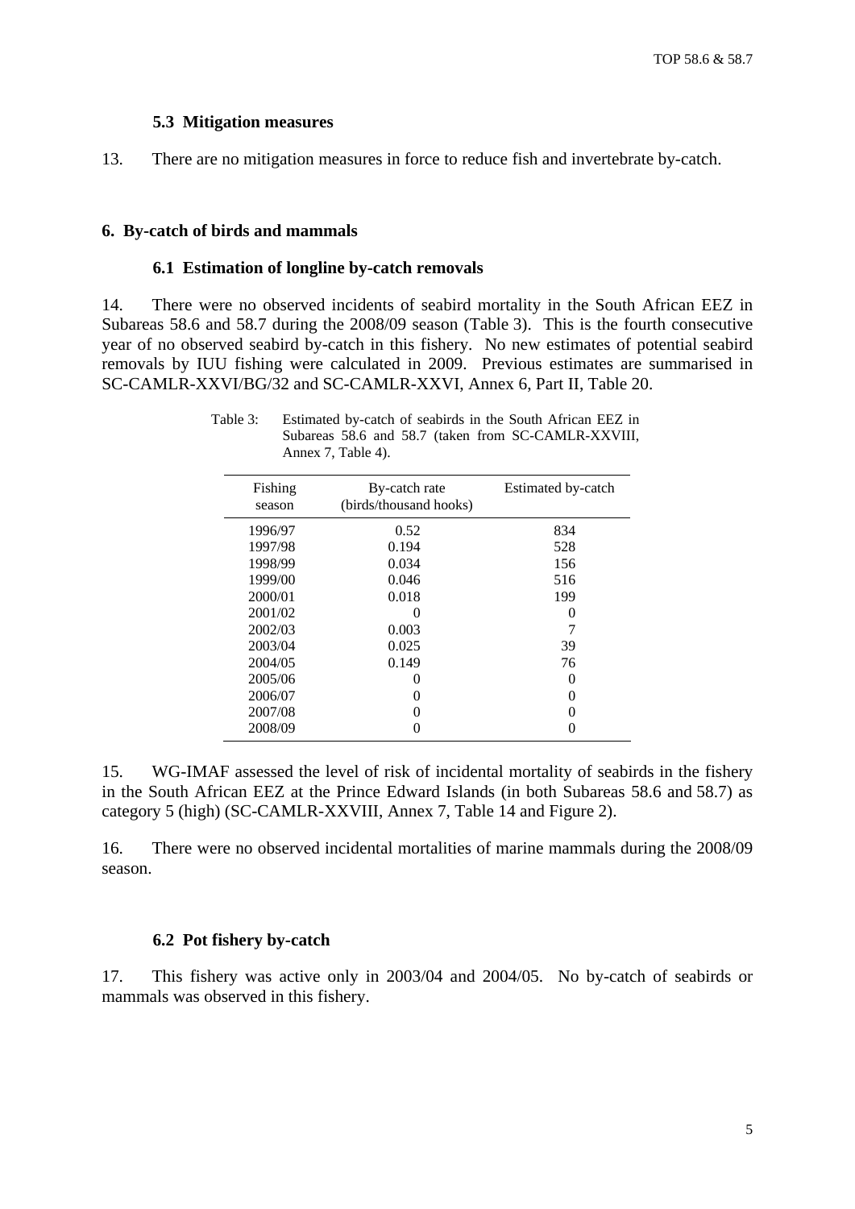### 5.3 Mitigation measures

13. There are no mitigation measures in force to reduce fish and invertebrate by-catch.

## 6. By-catch of birds and mammals

### 6.1 Estimation of longline by-catch removals

14. There were no observed incidents of seabird mortality in the South African EEZ in Subareas 58.6 and 58.7 during the 2008/09 season (Table 3). This is the fourth consecutive year of no observed seabird by-catch in this fishery. No new estimates of potential seabird removals by IUU fishing were calculated in 2009. Previous estimates are summarised in SC-CAMLR-XXVI/BG/32 and SC-CAMLR-XXVI, Annex 6, Part II, Table 20.

Table 3: Estimated by-catch of seabirds in the South African EEZ in Subareas 58.6 and 58.7 (taken from SC-CAMLR-XXVIII, Annex 7, Table 4).

| Fishing season | By-catch rate (birds/thousand hooks) | Estimated by-catch |
|---|---|---|
| 1996/97 | 0.52 | 834 |
| 1997/98 | 0.194 | 528 |
| 1998/99 | 0.034 | 156 |
| 1999/00 | 0.046 | 516 |
| 2000/01 | 0.018 | 199 |
| 2001/02 | 0 | 0 |
| 2002/03 | 0.003 | 7 |
| 2003/04 | 0.025 | 39 |
| 2004/05 | 0.149 | 76 |
| 2005/06 | 0 | 0 |
| 2006/07 | 0 | 0 |
| 2007/08 | 0 | 0 |
| 2008/09 | 0 | 0 |

15. WG-IMAF assessed the level of risk of incidental mortality of seabirds in the fishery in the South African EEZ at the Prince Edward Islands (in both Subareas 58.6 and 58.7) as category 5 (high) (SC-CAMLR-XXVIII, Annex 7, Table 14 and Figure 2).

16. There were no observed incidental mortalities of marine mammals during the 2008/09 season.

### 6.2 Pot fishery by-catch

17. This fishery was active only in 2003/04 and 2004/05. No by-catch of seabirds or mammals was observed in this fishery.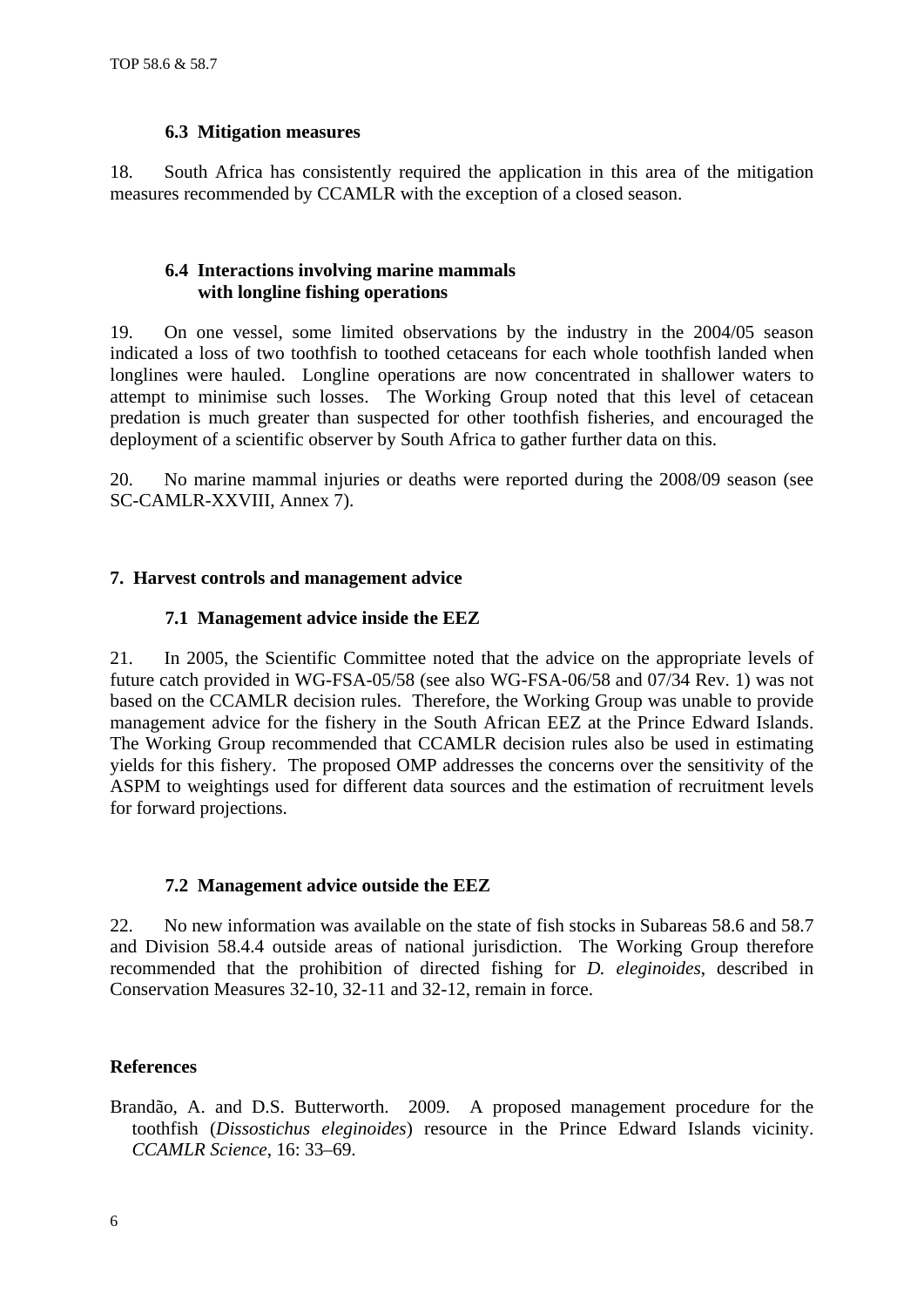### 6.3 Mitigation measures

18. South Africa has consistently required the application in this area of the mitigation measures recommended by CCAMLR with the exception of a closed season.

### 6.4 Interactions involving marine mammals with longline fishing operations

19. On one vessel, some limited observations by the industry in the 2004/05 season indicated a loss of two toothfish to toothed cetaceans for each whole toothfish landed when longlines were hauled. Longline operations are now concentrated in shallower waters to attempt to minimise such losses. The Working Group noted that this level of cetacean predation is much greater than suspected for other toothfish fisheries, and encouraged the deployment of a scientific observer by South Africa to gather further data on this.

20. No marine mammal injuries or deaths were reported during the 2008/09 season (see SC-CAMLR-XXVIII, Annex 7).

## 7. Harvest controls and management advice

### 7.1 Management advice inside the EEZ

21. In 2005, the Scientific Committee noted that the advice on the appropriate levels of future catch provided in WG-FSA-05/58 (see also WG-FSA-06/58 and 07/34 Rev. 1) was not based on the CCAMLR decision rules. Therefore, the Working Group was unable to provide management advice for the fishery in the South African EEZ at the Prince Edward Islands. The Working Group recommended that CCAMLR decision rules also be used in estimating yields for this fishery. The proposed OMP addresses the concerns over the sensitivity of the ASPM to weightings used for different data sources and the estimation of recruitment levels for forward projections.

### 7.2 Management advice outside the EEZ

22. No new information was available on the state of fish stocks in Subareas 58.6 and 58.7 and Division 58.4.4 outside areas of national jurisdiction. The Working Group therefore recommended that the prohibition of directed fishing for *D. eleginoides*, described in Conservation Measures 32-10, 32-11 and 32-12, remain in force.

## References

Brandão, A. and D.S. Butterworth. 2009. A proposed management procedure for the toothfish (*Dissostichus eleginoides*) resource in the Prince Edward Islands vicinity. *CCAMLR Science*, 16: 33–69.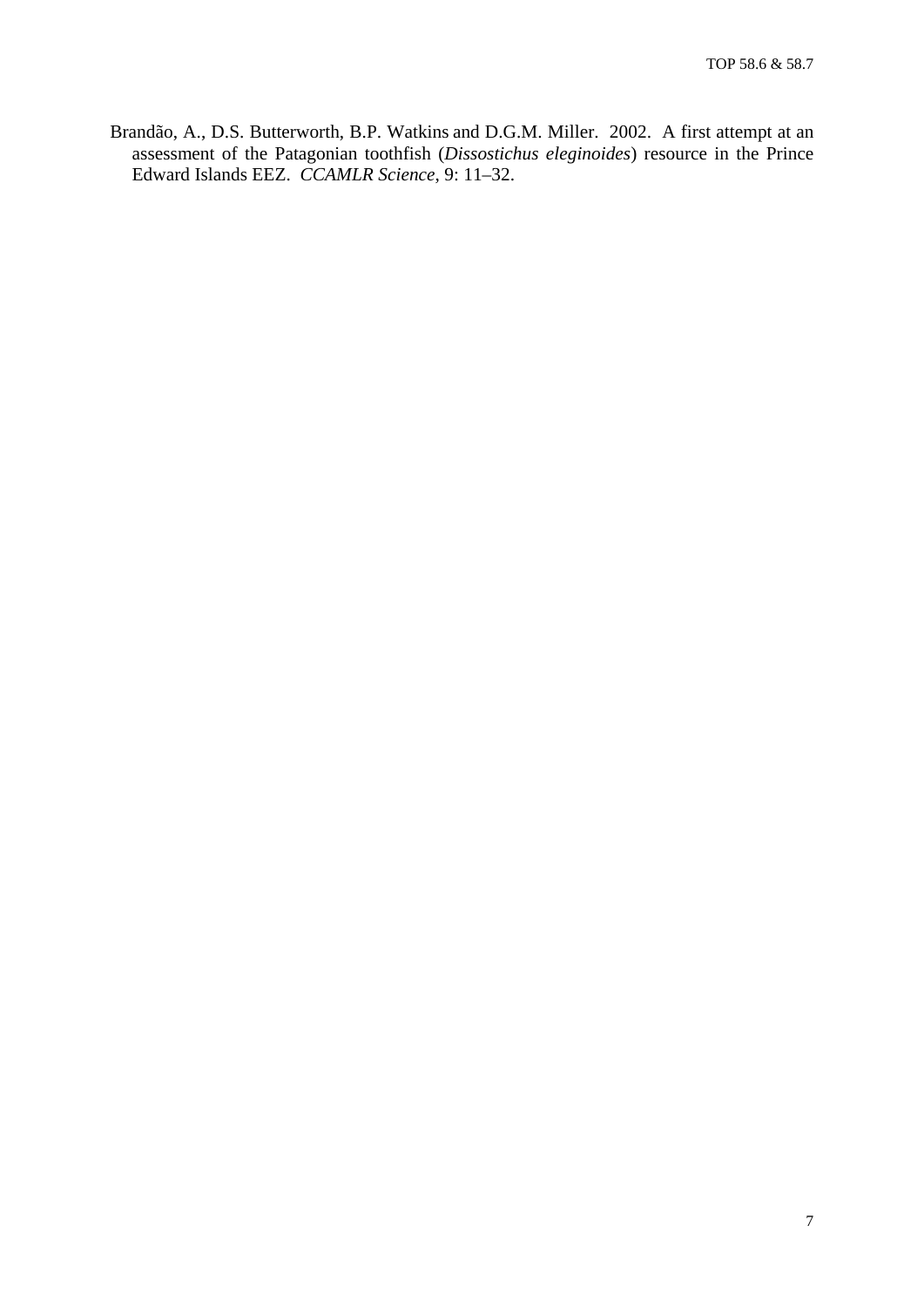Brandão, A., D.S. Butterworth, B.P. Watkins and D.G.M. Miller. 2002. A first attempt at an assessment of the Patagonian toothfish (*Dissostichus eleginoides*) resource in the Prince Edward Islands EEZ. *CCAMLR Science*, 9: 11–32.